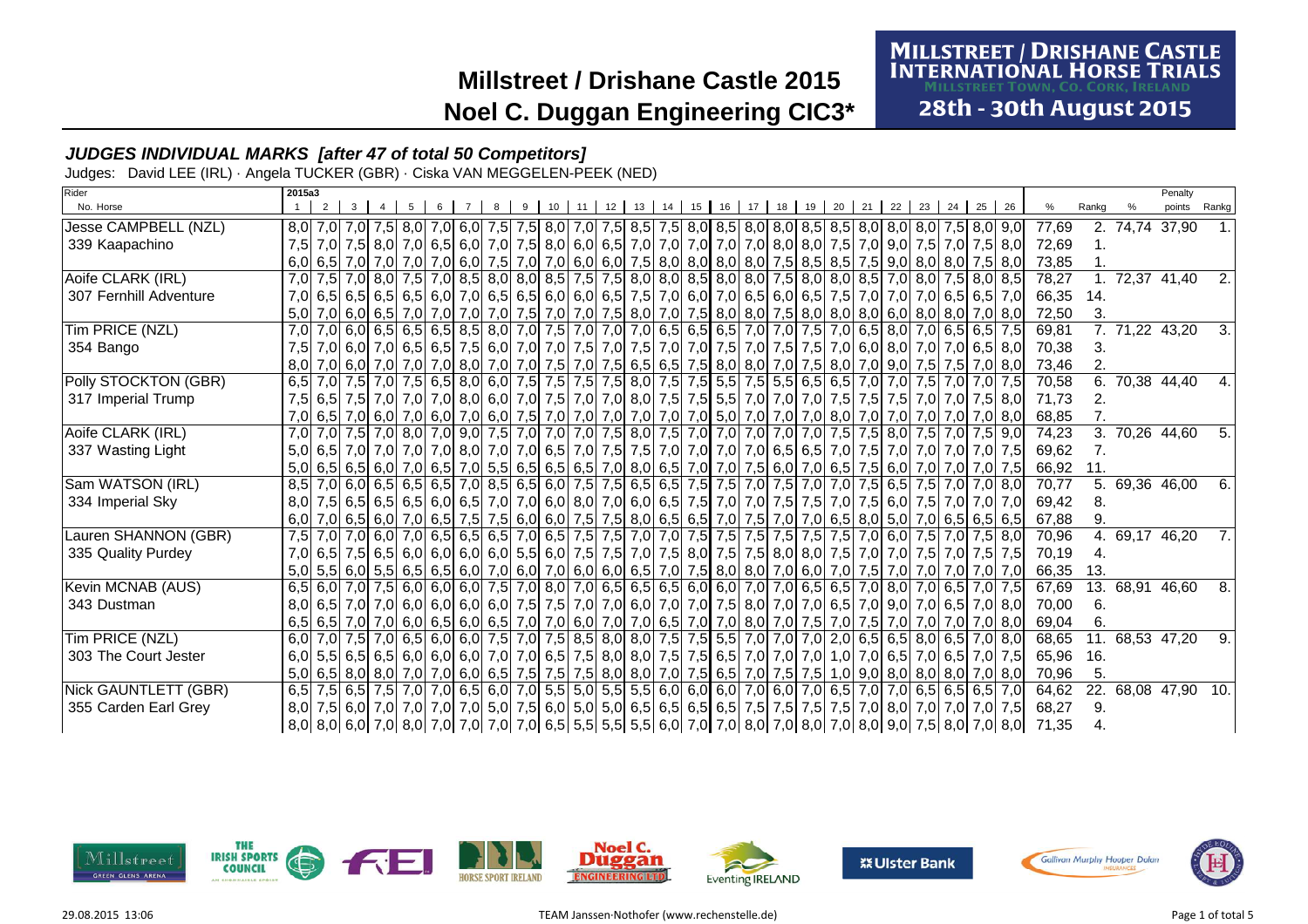# Millstreet / Drishane Castle 2015

## Noel C. Duggan Engineering CIC3*

MILLSTREET / DRISHANE CASTLE INTERNATIONAL HORSE TRIALS
MILLSTREET TOWN, CO. CORK, IRELAND
28th - 30th August 2015

### *JUDGES INDIVIDUAL MARKS [after 47 of total 50 Competitors]*

Judges: David LEE (IRL) · Angela TUCKER (GBR) · Ciska VAN MEGGELEN-PEEK (NED)

| Rider / No. Horse | 2015a3 1 | 2 | 3 | 4 | 5 | 6 | 7 | 8 | 9 | 10 | 11 | 12 | 13 | 14 | 15 | 16 | 17 | 18 | 19 | 20 | 21 | 22 | 23 | 24 | 25 | 26 | % | Rankg | % | Penalty points | Rankg |
|---|---|---|---|---|---|---|---|---|---|---|---|---|---|---|---|---|---|---|---|---|---|---|---|---|---|---|---|---|---|---|---|
| Jesse CAMPBELL (NZL) | 8,0 | 7,0 | 7,0 | 7,5 | 8,0 | 7,0 | 6,0 | 7,5 | 7,5 | 8,0 | 7,0 | 7,5 | 8,5 | 7,5 | 8,0 | 8,5 | 8,0 | 8,0 | 8,5 | 8,5 | 8,0 | 8,0 | 8,0 | 7,5 | 8,0 | 9,0 | 77,69 | 2. | 74,74 | 37,90 | 1. |
| 339 Kaapachino | 7,5 | 7,0 | 7,5 | 8,0 | 7,0 | 6,5 | 6,0 | 7,0 | 7,5 | 8,0 | 6,0 | 6,5 | 7,0 | 7,0 | 7,0 | 7,0 | 7,0 | 8,0 | 8,0 | 7,5 | 7,0 | 9,0 | 7,5 | 7,0 | 7,5 | 8,0 | 72,69 | 1. | | | |
| | 6,0 | 6,5 | 7,0 | 7,0 | 7,0 | 7,0 | 6,0 | 7,5 | 7,0 | 7,0 | 6,0 | 6,0 | 7,5 | 8,0 | 8,0 | 8,0 | 8,0 | 7,5 | 8,5 | 8,5 | 7,5 | 9,0 | 8,0 | 8,0 | 7,5 | 8,0 | 73,85 | 1. | | | |
| Aoife CLARK (IRL) | 7,0 | 7,5 | 7,0 | 8,0 | 7,5 | 7,0 | 8,5 | 8,0 | 8,0 | 8,5 | 7,5 | 7,5 | 8,0 | 8,0 | 8,5 | 8,0 | 8,0 | 7,5 | 8,0 | 8,0 | 8,5 | 7,0 | 8,0 | 7,5 | 8,0 | 8,5 | 78,27 | 1. | 72,37 | 41,40 | 2. |
| 307 Fernhill Adventure | 7,0 | 6,5 | 6,5 | 6,5 | 6,5 | 6,0 | 7,0 | 6,5 | 6,5 | 6,0 | 6,0 | 6,5 | 7,5 | 7,0 | 6,0 | 7,0 | 6,5 | 6,0 | 6,5 | 7,5 | 7,0 | 7,0 | 7,0 | 6,5 | 6,5 | 7,0 | 66,35 | 14. | | | |
| | 5,0 | 7,0 | 6,0 | 6,5 | 7,0 | 7,0 | 7,0 | 7,0 | 7,5 | 7,0 | 7,0 | 7,5 | 8,0 | 7,0 | 7,5 | 8,0 | 8,0 | 7,5 | 8,0 | 8,0 | 8,0 | 6,0 | 8,0 | 8,0 | 7,0 | 8,0 | 72,50 | 3. | | | |
| Tim PRICE (NZL) | 7,0 | 7,0 | 6,0 | 6,5 | 6,5 | 6,5 | 8,5 | 8,0 | 7,0 | 7,5 | 7,0 | 7,0 | 7,0 | 6,5 | 6,5 | 6,5 | 7,0 | 7,0 | 7,5 | 7,0 | 6,5 | 8,0 | 7,0 | 6,5 | 6,5 | 7,5 | 69,81 | 7. | 71,22 | 43,20 | 3. |
| 354 Bango | 7,5 | 7,0 | 6,0 | 7,0 | 6,5 | 6,5 | 7,5 | 6,0 | 7,0 | 7,0 | 7,5 | 7,0 | 7,5 | 7,0 | 7,5 | 7,0 | 7,5 | 7,5 | 7,0 | 6,0 | 8,0 | 7,0 | 7,0 | 6,5 | 8,0 | | 70,38 | 3. | | | |
| | 8,0 | 7,0 | 6,0 | 7,0 | 7,0 | 7,0 | 8,0 | 7,0 | 7,0 | 7,5 | 7,0 | 7,5 | 6,5 | 6,5 | 7,5 | 8,0 | 8,0 | 7,0 | 7,5 | 8,0 | 7,0 | 9,0 | 7,5 | 7,5 | 7,0 | 8,0 | 73,46 | 2. | | | |
| Polly STOCKTON (GBR) | 6,5 | 7,0 | 7,5 | 7,0 | 7,5 | 6,5 | 8,0 | 6,0 | 7,5 | 7,5 | 7,5 | 7,5 | 8,0 | 7,5 | 7,5 | 5,5 | 7,5 | 5,5 | 6,5 | 6,5 | 7,0 | 7,0 | 7,5 | 7,0 | 7,0 | 7,5 | 70,58 | 6. | 70,38 | 44,40 | 4. |
| 317 Imperial Trump | 7,5 | 6,5 | 7,5 | 7,0 | 7,0 | 7,0 | 8,0 | 6,0 | 7,0 | 7,5 | 7,0 | 7,0 | 8,0 | 7,5 | 7,5 | 5,5 | 7,0 | 7,0 | 7,0 | 7,5 | 7,5 | 7,5 | 7,0 | 7,0 | 7,5 | 8,0 | 71,73 | 2. | | | |
| | 7,0 | 6,5 | 7,0 | 6,0 | 7,0 | 6,0 | 7,0 | 6,0 | 7,5 | 7,0 | 7,0 | 7,0 | 7,0 | 7,0 | 7,0 | 5,0 | 7,0 | 7,0 | 7,0 | 8,0 | 7,0 | 7,0 | 7,0 | 7,0 | 7,0 | 8,0 | 68,85 | 7. | | | |
| Aoife CLARK (IRL) | 7,0 | 7,0 | 7,5 | 7,0 | 8,0 | 7,0 | 9,0 | 7,5 | 7,0 | 7,0 | 7,0 | 7,5 | 8,0 | 7,5 | 7,0 | 7,0 | 7,0 | 7,0 | 7,0 | 7,5 | 7,5 | 8,0 | 7,5 | 7,0 | 7,5 | 9,0 | 74,23 | 3. | 70,26 | 44,60 | 5. |
| 337 Wasting Light | 5,0 | 6,5 | 7,0 | 7,0 | 7,0 | 7,0 | 8,0 | 7,0 | 7,0 | 6,5 | 7,0 | 7,5 | 7,5 | 7,0 | 7,0 | 7,0 | 7,0 | 6,5 | 6,5 | 7,0 | 7,5 | 7,0 | 7,0 | 7,0 | 7,0 | 7,5 | 69,62 | 7. | | | |
| | 5,0 | 6,5 | 6,5 | 6,0 | 7,0 | 6,5 | 7,0 | 5,5 | 6,5 | 6,5 | 6,5 | 7,0 | 8,0 | 6,5 | 7,0 | 7,0 | 7,5 | 6,0 | 7,0 | 6,5 | 7,5 | 6,0 | 7,0 | 7,0 | 7,0 | 7,5 | 66,92 | 11. | | | |
| Sam WATSON (IRL) | 8,5 | 7,0 | 6,0 | 6,5 | 6,5 | 6,5 | 7,0 | 8,5 | 6,5 | 6,0 | 7,5 | 7,5 | 6,5 | 6,5 | 7,5 | 7,5 | 7,0 | 7,5 | 7,0 | 7,0 | 7,5 | 6,5 | 7,5 | 7,0 | 7,0 | 8,0 | 70,77 | 5. | 69,36 | 46,00 | 6. |
| 334 Imperial Sky | 8,0 | 7,5 | 6,5 | 6,5 | 6,5 | 6,0 | 6,5 | 7,0 | 7,0 | 6,0 | 8,0 | 7,0 | 6,0 | 6,5 | 7,5 | 7,0 | 7,0 | 7,5 | 7,5 | 7,0 | 7,5 | 6,0 | 7,5 | 7,0 | 7,0 | 7,0 | 69,42 | 8. | | | |
| | 6,0 | 7,0 | 6,5 | 6,0 | 7,0 | 6,5 | 7,5 | 7,5 | 6,0 | 6,0 | 7,5 | 7,5 | 8,0 | 6,5 | 6,5 | 7,0 | 7,5 | 7,0 | 7,0 | 6,5 | 8,0 | 5,0 | 7,0 | 6,5 | 6,5 | 6,5 | 67,88 | 9. | | | |
| Lauren SHANNON (GBR) | 7,5 | 7,0 | 7,0 | 6,0 | 7,0 | 6,5 | 6,5 | 6,5 | 7,0 | 6,5 | 7,5 | 7,5 | 7,0 | 7,0 | 7,5 | 7,5 | 7,5 | 7,5 | 7,5 | 7,5 | 7,0 | 6,0 | 7,5 | 7,0 | 7,5 | 8,0 | 70,96 | 4. | 69,17 | 46,20 | 7. |
| 335 Quality Purdey | 7,0 | 6,5 | 7,5 | 6,5 | 6,0 | 6,0 | 6,0 | 6,0 | 5,5 | 6,0 | 7,5 | 7,5 | 7,0 | 7,5 | 8,0 | 7,5 | 7,5 | 8,0 | 8,0 | 7,5 | 7,0 | 7,0 | 7,5 | 7,0 | 7,5 | 7,5 | 70,19 | 4. | | | |
| | 5,0 | 5,5 | 6,0 | 5,5 | 6,5 | 6,5 | 6,0 | 7,0 | 6,0 | 7,0 | 6,0 | 6,0 | 6,5 | 7,0 | 7,5 | 8,0 | 8,0 | 7,0 | 6,0 | 7,0 | 7,5 | 7,0 | 7,0 | 7,0 | 7,0 | 7,0 | 66,35 | 13. | | | |
| Kevin MCNAB (AUS) | 6,5 | 6,0 | 7,0 | 7,5 | 6,0 | 6,0 | 6,0 | 7,5 | 7,0 | 8,0 | 7,0 | 6,5 | 6,5 | 6,5 | 6,0 | 6,0 | 7,0 | 7,0 | 6,5 | 6,5 | 7,0 | 8,0 | 7,0 | 6,5 | 7,0 | 7,5 | 67,69 | 13. | 68,91 | 46,60 | 8. |
| 343 Dustman | 8,0 | 6,5 | 7,0 | 7,0 | 6,0 | 6,0 | 6,0 | 6,0 | 7,5 | 7,5 | 7,0 | 7,0 | 6,0 | 7,0 | 7,0 | 7,5 | 8,0 | 7,0 | 7,0 | 6,5 | 7,0 | 9,0 | 7,0 | 6,5 | 7,0 | 8,0 | 70,00 | 6. | | | |
| | 6,5 | 6,5 | 7,0 | 7,0 | 6,0 | 6,5 | 6,0 | 6,5 | 7,0 | 7,0 | 6,0 | 7,0 | 7,0 | 6,5 | 7,0 | 7,0 | 8,0 | 7,0 | 7,5 | 7,0 | 7,5 | 7,0 | 7,0 | 7,0 | 7,0 | 8,0 | 69,04 | 6. | | | |
| Tim PRICE (NZL) | 6,0 | 7,0 | 7,5 | 7,0 | 6,5 | 6,0 | 6,0 | 7,5 | 7,0 | 7,5 | 8,5 | 8,0 | 8,0 | 7,5 | 7,5 | 5,5 | 7,0 | 7,0 | 7,0 | 2,0 | 6,5 | 6,5 | 8,0 | 6,5 | 7,0 | 8,0 | 68,65 | 11. | 68,53 | 47,20 | 9. |
| 303 The Court Jester | 6,0 | 5,5 | 6,5 | 6,5 | 6,0 | 6,0 | 6,0 | 7,0 | 7,0 | 6,5 | 7,5 | 8,0 | 8,0 | 7,5 | 7,5 | 6,5 | 7,0 | 7,0 | 7,0 | 1,0 | 7,0 | 6,5 | 7,0 | 6,5 | 7,0 | 7,5 | 65,96 | 16. | | | |
| | 5,0 | 6,5 | 8,0 | 8,0 | 7,0 | 7,0 | 6,0 | 6,5 | 7,5 | 7,5 | 7,5 | 8,0 | 8,0 | 7,0 | 7,5 | 6,5 | 7,0 | 7,5 | 7,5 | 1,0 | 9,0 | 8,0 | 8,0 | 8,0 | 7,0 | 8,0 | 70,96 | 5. | | | |
| Nick GAUNTLETT (GBR) | 6,5 | 7,5 | 6,5 | 7,5 | 7,0 | 7,0 | 6,5 | 6,0 | 7,0 | 5,5 | 5,0 | 5,5 | 5,5 | 6,0 | 6,0 | 6,0 | 7,0 | 6,0 | 7,0 | 6,5 | 7,0 | 7,0 | 6,5 | 6,5 | 6,5 | 7,0 | 64,62 | 22. | 68,08 | 47,90 | 10. |
| 355 Carden Earl Grey | 8,0 | 7,5 | 6,0 | 7,0 | 7,0 | 7,0 | 7,0 | 5,0 | 7,5 | 6,0 | 5,0 | 5,0 | 6,5 | 6,5 | 6,5 | 6,5 | 7,5 | 7,5 | 7,5 | 7,5 | 7,0 | 8,0 | 7,0 | 7,0 | 7,0 | 7,5 | 68,27 | 9. | | | |
| | 8,0 | 8,0 | 6,0 | 7,0 | 8,0 | 7,0 | 7,0 | 7,0 | 7,0 | 6,5 | 5,5 | 5,5 | 5,5 | 6,0 | 7,0 | 7,0 | 8,0 | 7,0 | 8,0 | 7,0 | 8,0 | 9,0 | 7,5 | 8,0 | 7,0 | 8,0 | 71,35 | 4. | | | |

29.08.2015 13:06 — TEAM Janssen·Nothofer (www.rechenstelle.de)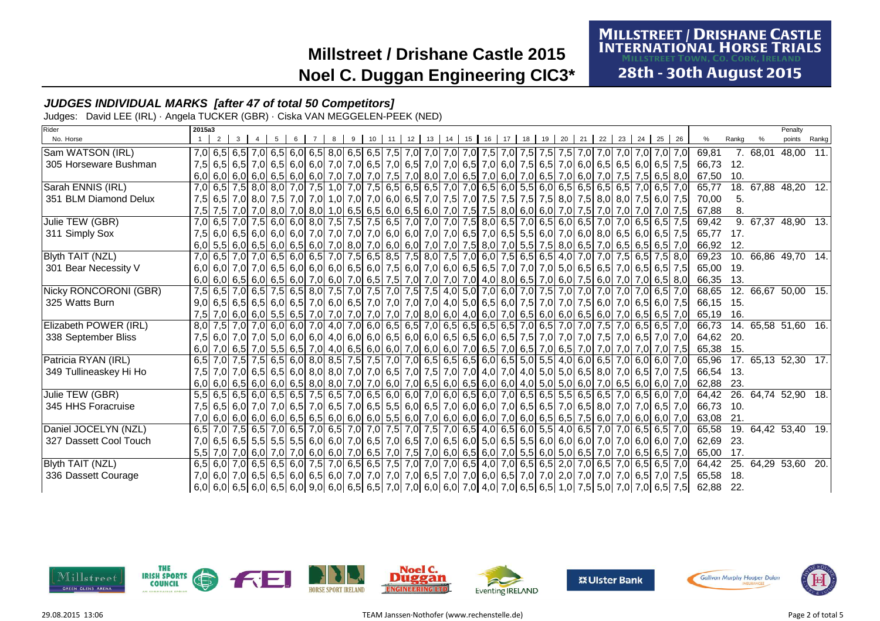# Millstreet / Drishane Castle 2015

## Noel C. Duggan Engineering CIC3*

MILLSTREET / DRISHANE CASTLE INTERNATIONAL HORSE TRIALS
Millstreet Town, Co. Cork, Ireland
28th - 30th August 2015

### *JUDGES INDIVIDUAL MARKS [after 47 of total 50 Competitors]*

Judges: David LEE (IRL) · Angela TUCKER (GBR) · Ciska VAN MEGGELEN-PEEK (NED)

| Rider / No. Horse | 1 | 2 | 3 | 4 | 5 | 6 | 7 | 8 | 9 | 10 | 11 | 12 | 13 | 14 | 15 | 16 | 17 | 18 | 19 | 20 | 21 | 22 | 23 | 24 | 25 | 26 | % | Rankg | % | Penalty points | Rankg |
|---|---|---|---|---|---|---|---|---|---|---|---|---|---|---|---|---|---|---|---|---|---|---|---|---|---|---|---|---|---|---|---|
| Sam WATSON (IRL) | 7,0 | 6,5 | 6,5 | 7,0 | 6,5 | 6,0 | 6,5 | 8,0 | 6,5 | 6,5 | 7,5 | 7,0 | 7,0 | 7,0 | 7,0 | 7,5 | 7,0 | 7,5 | 7,5 | 7,5 | 7,0 | 7,0 | 7,0 | 7,0 | 7,0 | 7,0 | 69,81 | 7. | 68,01 | 48,00 | 11. |
| 305 Horseware Bushman | 7,5 | 6,5 | 6,5 | 7,0 | 6,5 | 6,0 | 6,0 | 7,0 | 7,0 | 6,5 | 7,0 | 6,5 | 7,0 | 7,0 | 6,5 | 7,0 | 6,0 | 7,5 | 6,5 | 7,0 | 6,0 | 6,5 | 6,5 | 6,0 | 6,5 | 7,5 | 66,73 | 12. | | | |
| | 6,0 | 6,0 | 6,0 | 6,0 | 6,5 | 6,0 | 6,0 | 7,0 | 7,0 | 7,0 | 7,5 | 7,0 | 8,0 | 7,0 | 6,5 | 7,0 | 6,0 | 7,0 | 6,5 | 7,0 | 6,0 | 7,0 | 7,5 | 7,5 | 6,5 | 8,0 | 67,50 | 10. | | | |
| Sarah ENNIS (IRL) | 7,0 | 6,5 | 7,5 | 8,0 | 8,0 | 7,0 | 7,5 | 1,0 | 7,0 | 7,5 | 6,5 | 6,5 | 6,5 | 7,0 | 7,0 | 6,5 | 6,0 | 5,5 | 6,0 | 6,5 | 6,5 | 6,5 | 6,5 | 7,0 | 6,5 | 7,0 | 65,77 | 18. | 67,88 | 48,20 | 12. |
| 351 BLM Diamond Delux | 7,5 | 6,5 | 7,0 | 8,0 | 7,5 | 7,0 | 7,0 | 1,0 | 7,0 | 7,0 | 6,0 | 6,5 | 7,0 | 7,5 | 7,0 | 7,5 | 7,5 | 7,5 | 7,5 | 8,0 | 7,5 | 8,0 | 8,0 | 7,5 | 6,0 | 7,5 | 70,00 | 5. | | | |
| | 7,5 | 7,5 | 7,0 | 7,0 | 8,0 | 7,0 | 8,0 | 1,0 | 6,5 | 6,5 | 6,0 | 6,5 | 6,0 | 7,0 | 7,5 | 7,5 | 8,0 | 6,0 | 6,0 | 7,0 | 7,5 | 7,0 | 7,0 | 7,0 | 7,0 | 7,5 | 67,88 | 8. | | | |
| Julie TEW (GBR) | 7,0 | 6,5 | 7,0 | 7,5 | 6,0 | 6,0 | 8,0 | 7,5 | 7,5 | 7,5 | 6,5 | 7,0 | 7,0 | 7,0 | 7,5 | 8,0 | 6,5 | 7,0 | 6,5 | 6,0 | 6,5 | 7,0 | 7,0 | 6,5 | 6,5 | 7,5 | 69,42 | 9. | 67,37 | 48,90 | 13. |
| 311 Simply Sox | 7,5 | 6,0 | 6,5 | 6,0 | 6,0 | 6,0 | 7,0 | 7,0 | 7,0 | 7,0 | 6,0 | 6,0 | 7,0 | 7,0 | 6,5 | 7,0 | 6,5 | 5,5 | 6,0 | 7,0 | 6,0 | 8,0 | 6,5 | 6,0 | 6,5 | 7,5 | 65,77 | 17. | | | |
| | 6,0 | 5,5 | 6,0 | 6,5 | 6,0 | 6,5 | 6,0 | 7,0 | 8,0 | 7,0 | 6,0 | 6,0 | 7,0 | 7,0 | 7,5 | 8,0 | 7,0 | 5,5 | 7,5 | 8,0 | 6,5 | 7,0 | 6,5 | 6,5 | 6,5 | 7,0 | 66,92 | 12. | | | |
| Blyth TAIT (NZL) | 7,0 | 6,5 | 7,0 | 7,0 | 6,5 | 6,0 | 6,5 | 7,0 | 7,5 | 6,5 | 8,5 | 7,5 | 8,0 | 7,5 | 7,0 | 6,0 | 7,5 | 6,5 | 6,5 | 4,0 | 7,0 | 7,0 | 7,5 | 6,5 | 7,5 | 8,0 | 69,23 | 10. | 66,86 | 49,70 | 14. |
| 301 Bear Necessity V | 6,0 | 6,0 | 7,0 | 7,0 | 6,5 | 6,0 | 6,0 | 6,0 | 6,5 | 6,0 | 7,5 | 6,0 | 7,0 | 6,0 | 6,5 | 6,5 | 7,0 | 7,0 | 7,0 | 5,0 | 6,5 | 6,5 | 7,0 | 6,5 | 6,5 | 7,5 | 65,00 | 19. | | | |
| | 6,0 | 6,0 | 6,5 | 6,0 | 6,5 | 6,0 | 7,0 | 6,0 | 7,0 | 6,5 | 7,5 | 7,0 | 7,0 | 7,0 | 7,0 | 4,0 | 8,0 | 6,5 | 7,0 | 6,0 | 7,5 | 6,0 | 7,0 | 7,0 | 6,5 | 8,0 | 66,35 | 13. | | | |
| Nicky RONCORONI (GBR) | 7,5 | 6,5 | 7,0 | 6,5 | 7,5 | 6,5 | 8,0 | 7,5 | 7,0 | 7,5 | 7,0 | 7,5 | 7,5 | 4,0 | 5,0 | 7,0 | 6,0 | 7,0 | 7,5 | 7,0 | 7,0 | 7,0 | 7,0 | 7,0 | 6,5 | 7,0 | 68,65 | 12. | 66,67 | 50,00 | 15. |
| 325 Watts Burn | 9,0 | 6,5 | 6,5 | 6,5 | 6,0 | 6,5 | 7,0 | 6,0 | 6,5 | 7,0 | 7,0 | 7,0 | 7,0 | 4,0 | 5,0 | 6,5 | 6,0 | 7,5 | 7,0 | 7,0 | 7,5 | 6,0 | 7,0 | 6,5 | 6,0 | 7,5 | 66,15 | 15. | | | |
| | 7,5 | 7,0 | 6,0 | 6,0 | 5,5 | 6,5 | 7,0 | 7,0 | 7,0 | 7,0 | 7,0 | 7,0 | 8,0 | 6,0 | 4,0 | 6,0 | 7,0 | 6,5 | 6,0 | 6,0 | 6,5 | 6,0 | 7,0 | 6,5 | 6,5 | 7,0 | 65,19 | 16. | | | |
| Elizabeth POWER (IRL) | 8,0 | 7,5 | 7,0 | 7,0 | 6,0 | 6,0 | 7,0 | 4,0 | 7,0 | 6,0 | 6,5 | 6,5 | 7,0 | 6,5 | 6,5 | 6,5 | 6,5 | 7,0 | 6,5 | 7,0 | 7,0 | 7,5 | 7,0 | 6,5 | 6,5 | 7,0 | 66,73 | 14. | 65,58 | 51,60 | 16. |
| 338 September Bliss | 7,5 | 6,0 | 7,0 | 7,0 | 5,0 | 6,0 | 6,0 | 4,0 | 6,0 | 6,0 | 6,5 | 6,0 | 6,0 | 6,5 | 6,5 | 6,0 | 6,5 | 7,5 | 7,0 | 7,0 | 7,0 | 7,5 | 7,0 | 6,5 | 7,0 | 7,0 | 64,62 | 20. | | | |
| | 6,0 | 7,0 | 6,5 | 7,0 | 5,5 | 6,5 | 7,0 | 4,0 | 6,5 | 6,0 | 6,0 | 7,0 | 6,0 | 6,0 | 7,0 | 6,5 | 7,0 | 6,5 | 7,0 | 6,5 | 7,0 | 7,0 | 7,0 | 7,0 | 7,0 | 7,5 | 65,38 | 15. | | | |
| Patricia RYAN (IRL) | 6,5 | 7,0 | 7,5 | 7,5 | 6,5 | 6,0 | 8,0 | 8,5 | 7,5 | 7,5 | 7,0 | 7,0 | 6,5 | 6,5 | 6,5 | 6,0 | 6,5 | 5,0 | 5,5 | 4,0 | 6,0 | 6,5 | 7,0 | 6,0 | 6,0 | 7,0 | 65,96 | 17. | 65,13 | 52,30 | 17. |
| 349 Tullineaskey Hi Ho | 7,5 | 7,0 | 7,0 | 6,5 | 6,5 | 6,0 | 8,0 | 8,0 | 7,0 | 7,0 | 6,5 | 7,0 | 7,5 | 7,0 | 7,0 | 4,0 | 7,0 | 4,0 | 5,0 | 5,0 | 6,5 | 8,0 | 7,0 | 6,5 | 7,0 | 7,5 | 66,54 | 13. | | | |
| | 6,0 | 6,0 | 6,5 | 6,0 | 6,0 | 6,5 | 8,0 | 8,0 | 7,0 | 7,0 | 6,0 | 7,0 | 6,5 | 6,0 | 6,5 | 6,0 | 6,0 | 4,0 | 5,0 | 5,0 | 6,0 | 7,0 | 6,5 | 6,0 | 6,0 | 7,0 | 62,88 | 23. | | | |
| Julie TEW (GBR) | 5,5 | 6,5 | 6,5 | 6,0 | 6,5 | 6,5 | 7,5 | 6,5 | 7,0 | 6,5 | 6,0 | 6,0 | 7,0 | 6,0 | 6,5 | 6,0 | 7,0 | 6,5 | 6,5 | 5,5 | 6,5 | 6,5 | 7,0 | 6,5 | 6,0 | 7,0 | 64,42 | 26. | 64,74 | 52,90 | 18. |
| 345 HHS Foracruise | 7,5 | 6,5 | 6,0 | 7,0 | 7,0 | 6,5 | 7,0 | 6,5 | 7,0 | 6,5 | 5,5 | 6,0 | 6,5 | 7,0 | 6,0 | 6,0 | 7,0 | 6,5 | 6,5 | 7,0 | 6,5 | 8,0 | 7,0 | 7,0 | 6,5 | 7,0 | 66,73 | 10. | | | |
| | 7,0 | 6,0 | 6,0 | 6,0 | 6,0 | 6,5 | 6,5 | 6,0 | 6,0 | 6,0 | 5,5 | 6,0 | 7,0 | 6,0 | 6,0 | 6,0 | 7,0 | 6,0 | 6,5 | 6,5 | 7,5 | 6,0 | 7,0 | 6,0 | 6,0 | 7,0 | 63,08 | 21. | | | |
| Daniel JOCELYN (NZL) | 6,5 | 7,0 | 7,5 | 6,5 | 7,0 | 6,5 | 7,0 | 6,5 | 7,0 | 7,0 | 7,5 | 7,0 | 7,5 | 7,0 | 6,5 | 4,0 | 6,5 | 6,0 | 5,5 | 4,0 | 6,5 | 7,0 | 7,0 | 6,5 | 6,5 | 7,0 | 65,58 | 19. | 64,42 | 53,40 | 19. |
| 327 Dassett Cool Touch | 7,0 | 6,5 | 6,5 | 5,5 | 5,5 | 5,5 | 6,0 | 6,0 | 7,0 | 6,5 | 7,0 | 6,5 | 7,0 | 6,5 | 6,0 | 5,0 | 6,5 | 5,5 | 6,0 | 6,0 | 6,0 | 7,0 | 7,0 | 6,0 | 6,0 | 7,0 | 62,69 | 23. | | | |
| | 5,5 | 7,0 | 7,0 | 6,0 | 7,0 | 7,0 | 6,0 | 6,0 | 7,0 | 6,5 | 7,0 | 7,5 | 7,0 | 6,0 | 6,5 | 6,0 | 7,0 | 5,5 | 6,0 | 5,0 | 6,5 | 7,0 | 7,0 | 6,5 | 6,5 | 7,0 | 65,00 | 17. | | | |
| Blyth TAIT (NZL) | 6,5 | 6,0 | 7,0 | 6,5 | 6,5 | 6,0 | 7,5 | 7,0 | 6,5 | 6,5 | 7,5 | 7,0 | 7,0 | 7,0 | 6,5 | 4,0 | 7,0 | 6,5 | 6,5 | 2,0 | 7,0 | 6,5 | 7,0 | 6,5 | 6,5 | 7,0 | 64,42 | 25. | 64,29 | 53,60 | 20. |
| 336 Dassett Courage | 7,0 | 6,0 | 7,0 | 6,5 | 6,5 | 6,0 | 6,5 | 6,0 | 7,0 | 7,0 | 7,0 | 7,0 | 6,5 | 7,0 | 7,0 | 6,0 | 6,5 | 7,0 | 7,0 | 2,0 | 7,0 | 7,0 | 7,0 | 6,5 | 7,0 | 7,5 | 65,58 | 18. | | | |
| | 6,0 | 6,0 | 6,5 | 6,0 | 6,5 | 6,0 | 9,0 | 6,0 | 6,5 | 6,5 | 7,0 | 7,0 | 6,0 | 6,0 | 7,0 | 4,0 | 7,0 | 6,5 | 6,5 | 1,0 | 7,5 | 5,0 | 7,0 | 7,0 | 6,5 | 7,5 | 62,88 | 22. | | | |

29.08.2015 13:06 TEAM Janssen·Nothofer (www.rechenstelle.de)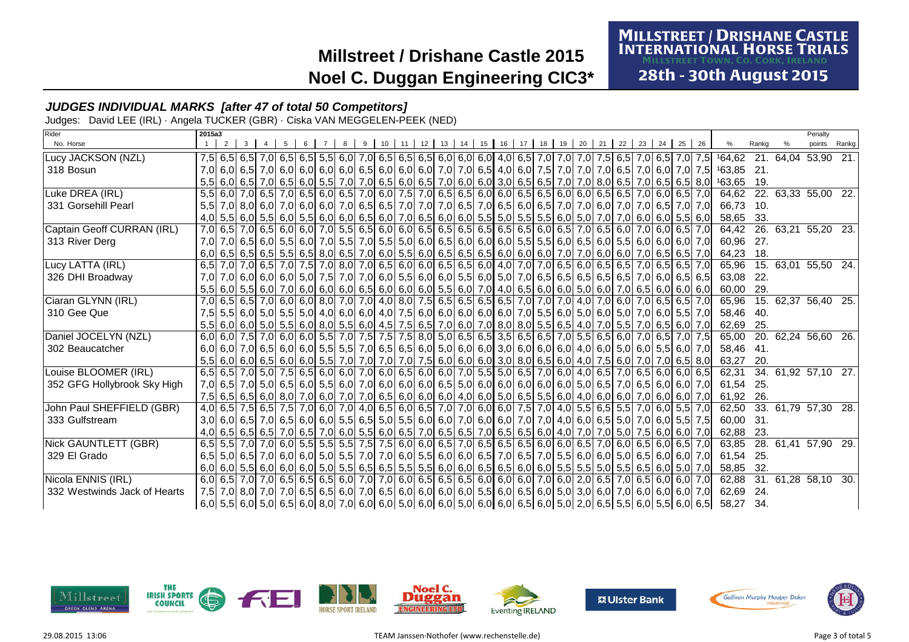# Millstreet / Drishane Castle 2015

## Noel C. Duggan Engineering CIC3*

MILLSTREET / DRISHANE CASTLE INTERNATIONAL HORSE TRIALS
MILLSTREET TOWN, CO. CORK, IRELAND
28th - 30th August 2015

### *JUDGES INDIVIDUAL MARKS [after 47 of total 50 Competitors]*

Judges: David LEE (IRL) · Angela TUCKER (GBR) · Ciska VAN MEGGELEN-PEEK (NED)

| Rider / No. Horse | 1 | 2 | 3 | 4 | 5 | 6 | 7 | 8 | 9 | 10 | 11 | 12 | 13 | 14 | 15 | 16 | 17 | 18 | 19 | 20 | 21 | 22 | 23 | 24 | 25 | 26 | % | Rankg | % | Penalty points | Rankg |
|---|---|---|---|---|---|---|---|---|---|---|---|---|---|---|---|---|---|---|---|---|---|---|---|---|---|---|---|---|---|---|---|
| Lucy JACKSON (NZL) | 7,5 | 6,5 | 6,5 | 7,0 | 6,5 | 6,5 | 5,5 | 6,0 | 7,0 | 6,5 | 6,5 | 6,5 | 6,0 | 6,0 | 6,0 | 4,0 | 6,5 | 7,0 | 7,0 | 7,0 | 7,5 | 6,5 | 7,0 | 6,5 | 7,0 | 7,5 | [1]64,62 | 21. | 64,04 | 53,90 | 21. |
| 318 Bosun | 7,0 | 6,0 | 6,5 | 7,0 | 6,0 | 6,0 | 6,0 | 6,0 | 6,5 | 6,0 | 6,0 | 6,0 | 7,0 | 7,0 | 6,5 | 4,0 | 6,0 | 7,5 | 7,0 | 7,0 | 7,0 | 6,5 | 7,0 | 6,0 | 7,0 | 7,5 | [1]63,85 | 21. | | | |
| | 5,5 | 6,0 | 6,5 | 7,0 | 6,5 | 6,0 | 5,5 | 7,0 | 7,0 | 6,5 | 6,0 | 6,5 | 7,0 | 6,0 | 6,0 | 3,0 | 6,5 | 6,5 | 7,0 | 7,0 | 8,0 | 6,5 | 7,0 | 6,5 | 6,5 | 8,0 | [1]63,65 | 19. | | | |
| Luke DREA (IRL) | 5,5 | 6,0 | 7,0 | 6,5 | 7,0 | 6,5 | 6,0 | 6,5 | 7,0 | 6,0 | 7,5 | 7,0 | 6,5 | 6,5 | 6,0 | 6,0 | 6,5 | 6,5 | 6,0 | 6,0 | 6,5 | 6,5 | 7,0 | 6,0 | 6,5 | 7,0 | 64,62 | 22. | 63,33 | 55,00 | 22. |
| 331 Gorsehill Pearl | 5,5 | 7,0 | 8,0 | 6,0 | 7,0 | 6,0 | 6,0 | 7,0 | 6,5 | 6,5 | 7,0 | 7,0 | 7,0 | 6,5 | 7,0 | 6,5 | 6,0 | 6,5 | 7,0 | 7,0 | 6,0 | 7,0 | 7,0 | 6,5 | 7,0 | 7,0 | 66,73 | 10. | | | |
| | 4,0 | 5,5 | 6,0 | 5,5 | 6,0 | 5,5 | 6,0 | 6,0 | 6,5 | 6,0 | 7,0 | 6,5 | 6,0 | 6,0 | 5,5 | 5,0 | 5,5 | 5,5 | 6,0 | 5,0 | 7,0 | 7,0 | 6,0 | 6,0 | 5,5 | 6,0 | 58,65 | 33. | | | |
| Captain Geoff CURRAN (IRL) | 7,0 | 6,5 | 7,0 | 6,5 | 6,0 | 6,0 | 7,0 | 5,5 | 6,5 | 6,0 | 6,0 | 6,5 | 6,5 | 6,5 | 6,5 | 6,5 | 6,5 | 6,0 | 6,5 | 7,0 | 6,5 | 6,0 | 7,0 | 6,0 | 6,5 | 7,0 | 64,42 | 26. | 63,21 | 55,20 | 23. |
| 313 River Derg | 7,0 | 7,0 | 6,5 | 6,0 | 5,5 | 6,0 | 7,0 | 5,5 | 7,0 | 5,5 | 5,0 | 6,0 | 6,5 | 6,0 | 6,0 | 6,0 | 5,5 | 5,5 | 6,0 | 6,5 | 6,0 | 5,5 | 6,0 | 6,0 | 6,0 | 7,0 | 60,96 | 27. | | | |
| | 6,0 | 6,5 | 6,5 | 6,5 | 5,5 | 6,5 | 8,0 | 6,5 | 7,0 | 6,0 | 5,5 | 6,0 | 6,5 | 6,5 | 6,5 | 6,0 | 6,0 | 6,0 | 7,0 | 7,0 | 6,0 | 6,0 | 7,0 | 6,5 | 6,5 | 7,0 | 64,23 | 18. | | | |
| Lucy LATTA (IRL) | 6,5 | 7,0 | 7,0 | 6,5 | 7,0 | 7,5 | 7,0 | 8,0 | 7,0 | 6,5 | 6,0 | 6,0 | 6,5 | 6,5 | 6,0 | 4,0 | 7,0 | 7,0 | 6,5 | 6,0 | 6,5 | 6,5 | 7,0 | 6,5 | 6,5 | 7,0 | 65,96 | 15. | 63,01 | 55,50 | 24. |
| 326 DHI Broadway | 7,0 | 7,0 | 6,0 | 6,0 | 6,0 | 5,0 | 7,5 | 7,0 | 7,0 | 6,0 | 5,5 | 6,0 | 6,0 | 5,5 | 6,0 | 5,0 | 7,0 | 6,5 | 6,5 | 6,5 | 6,5 | 6,5 | 7,0 | 6,0 | 6,5 | 6,5 | 63,08 | 22. | | | |
| | 5,5 | 6,0 | 5,5 | 6,0 | 7,0 | 6,0 | 6,0 | 6,0 | 6,5 | 6,0 | 6,0 | 6,0 | 5,5 | 6,0 | 7,0 | 4,0 | 6,5 | 6,0 | 6,0 | 5,0 | 6,0 | 7,0 | 6,5 | 6,0 | 6,0 | 6,0 | 60,00 | 29. | | | |
| Ciaran GLYNN (IRL) | 7,0 | 6,5 | 6,5 | 7,0 | 6,0 | 6,0 | 8,0 | 7,0 | 7,0 | 4,0 | 8,0 | 7,5 | 6,5 | 6,5 | 6,5 | 6,5 | 7,0 | 7,0 | 7,0 | 4,0 | 7,0 | 6,0 | 7,0 | 6,5 | 6,5 | 7,0 | 65,96 | 15. | 62,37 | 56,40 | 25. |
| 310 Gee Que | 7,5 | 5,5 | 6,0 | 5,0 | 5,5 | 5,0 | 4,0 | 6,0 | 6,0 | 4,0 | 7,5 | 6,0 | 6,0 | 6,0 | 6,0 | 6,0 | 7,0 | 5,5 | 6,0 | 5,0 | 6,0 | 5,0 | 7,0 | 6,0 | 5,5 | 7,0 | 58,46 | 40. | | | |
| | 5,5 | 6,0 | 6,0 | 5,0 | 5,5 | 6,0 | 8,0 | 5,5 | 6,0 | 4,5 | 7,5 | 6,5 | 7,0 | 6,0 | 7,0 | 8,0 | 8,0 | 5,5 | 6,5 | 4,0 | 7,0 | 5,5 | 7,0 | 6,5 | 6,0 | 7,0 | 62,69 | 25. | | | |
| Daniel JOCELYN (NZL) | 6,0 | 6,0 | 7,5 | 7,0 | 6,0 | 6,0 | 5,5 | 7,0 | 7,5 | 7,5 | 7,5 | 8,0 | 5,0 | 6,5 | 6,5 | 3,5 | 6,5 | 6,5 | 7,0 | 5,5 | 6,5 | 6,0 | 7,0 | 6,5 | 7,0 | 7,5 | 65,00 | 20. | 62,24 | 56,60 | 26. |
| 302 Beaucatcher | 6,0 | 6,0 | 7,0 | 6,5 | 6,0 | 6,0 | 5,5 | 5,5 | 7,0 | 6,5 | 6,5 | 6,0 | 5,0 | 6,0 | 6,0 | 3,0 | 6,0 | 6,0 | 6,0 | 4,0 | 6,0 | 5,0 | 6,0 | 5,5 | 6,0 | 7,0 | 58,46 | 41. | | | |
| | 5,5 | 6,0 | 6,0 | 6,5 | 6,0 | 6,0 | 5,5 | 7,0 | 7,0 | 7,0 | 7,0 | 7,5 | 6,0 | 6,0 | 6,0 | 3,0 | 8,0 | 6,5 | 6,0 | 4,0 | 7,5 | 6,0 | 7,0 | 7,0 | 6,5 | 8,0 | 63,27 | 20. | | | |
| Louise BLOOMER (IRL) | 6,5 | 6,5 | 7,0 | 5,0 | 7,5 | 6,5 | 6,0 | 6,0 | 7,0 | 6,0 | 6,5 | 6,0 | 6,0 | 7,0 | 5,5 | 5,0 | 6,5 | 7,0 | 6,0 | 4,0 | 6,5 | 7,0 | 6,5 | 6,0 | 6,0 | 6,5 | 62,31 | 34. | 61,92 | 57,10 | 27. |
| 352 GFG Hollybrook Sky High | 7,0 | 6,5 | 7,0 | 5,0 | 6,5 | 6,0 | 5,5 | 6,0 | 7,0 | 6,0 | 6,0 | 6,0 | 6,5 | 5,0 | 6,0 | 6,0 | 6,0 | 6,0 | 6,0 | 5,0 | 6,5 | 7,0 | 6,5 | 6,0 | 6,0 | 7,0 | 61,54 | 25. | | | |
| | 7,5 | 6,5 | 6,5 | 6,0 | 8,0 | 7,0 | 6,0 | 7,0 | 7,0 | 6,5 | 6,0 | 6,0 | 6,0 | 4,0 | 6,0 | 5,0 | 6,5 | 5,5 | 6,0 | 4,0 | 6,0 | 6,0 | 7,0 | 6,0 | 6,0 | 7,0 | 61,92 | 26. | | | |
| John Paul SHEFFIELD (GBR) | 4,0 | 6,5 | 7,5 | 6,5 | 7,5 | 7,0 | 6,0 | 7,0 | 4,0 | 6,5 | 6,0 | 6,5 | 7,0 | 7,0 | 6,0 | 6,0 | 7,5 | 7,0 | 4,0 | 5,5 | 6,5 | 5,5 | 7,0 | 6,0 | 5,5 | 7,0 | 62,50 | 33. | 61,79 | 57,30 | 28. |
| 333 Gulfstream | 3,0 | 6,0 | 6,5 | 7,0 | 6,5 | 6,0 | 6,0 | 5,5 | 6,5 | 5,0 | 5,5 | 6,0 | 6,0 | 7,0 | 6,0 | 6,0 | 7,0 | 7,0 | 4,0 | 6,0 | 6,5 | 5,0 | 7,0 | 6,0 | 5,5 | 7,5 | 60,00 | 31. | | | |
| | 4,0 | 6,5 | 6,5 | 6,5 | 7,0 | 6,5 | 7,0 | 6,0 | 5,5 | 6,0 | 6,5 | 7,0 | 6,5 | 6,5 | 7,0 | 6,5 | 6,5 | 6,0 | 4,0 | 7,0 | 7,0 | 5,0 | 7,5 | 6,0 | 6,0 | 7,0 | 62,88 | 23. | | | |
| Nick GAUNTLETT (GBR) | 6,5 | 5,5 | 7,0 | 7,0 | 6,0 | 5,5 | 5,5 | 5,5 | 7,5 | 7,5 | 6,0 | 6,0 | 6,5 | 7,0 | 6,5 | 6,5 | 6,5 | 6,0 | 6,0 | 6,5 | 7,0 | 6,0 | 6,5 | 6,0 | 6,5 | 7,0 | 63,85 | 28. | 61,41 | 57,90 | 29. |
| 329 El Grado | 6,5 | 5,0 | 6,5 | 7,0 | 6,0 | 6,0 | 5,0 | 5,5 | 7,0 | 7,0 | 6,0 | 5,5 | 6,0 | 6,0 | 6,5 | 7,0 | 6,5 | 7,0 | 5,5 | 6,0 | 6,0 | 5,0 | 6,5 | 6,0 | 6,0 | 7,0 | 61,54 | 25. | | | |
| | 6,0 | 6,0 | 5,5 | 6,0 | 6,0 | 6,0 | 5,0 | 5,5 | 6,5 | 6,5 | 5,5 | 5,5 | 6,0 | 6,0 | 6,5 | 6,5 | 6,0 | 6,0 | 5,5 | 5,5 | 5,0 | 5,5 | 6,5 | 6,0 | 5,0 | 7,0 | 58,85 | 32. | | | |
| Nicola ENNIS (IRL) | 6,0 | 6,5 | 7,0 | 7,0 | 6,5 | 6,5 | 6,5 | 6,0 | 7,0 | 7,0 | 6,0 | 6,5 | 6,5 | 6,5 | 6,0 | 6,0 | 6,0 | 7,0 | 6,0 | 2,0 | 6,5 | 7,0 | 6,5 | 6,0 | 6,0 | 7,0 | 62,88 | 31. | 61,28 | 58,10 | 30. |
| 332 Westwinds Jack of Hearts | 7,5 | 7,0 | 8,0 | 7,0 | 7,0 | 6,5 | 6,5 | 6,0 | 7,0 | 6,5 | 6,0 | 6,0 | 6,0 | 6,0 | 5,5 | 6,0 | 6,5 | 6,0 | 5,0 | 3,0 | 6,0 | 7,0 | 6,0 | 6,0 | 6,0 | 7,0 | 62,69 | 24. | | | |
| | 6,0 | 5,5 | 6,0 | 5,0 | 6,5 | 6,0 | 8,0 | 7,0 | 6,0 | 6,0 | 5,0 | 6,0 | 6,0 | 5,0 | 6,0 | 6,0 | 6,5 | 6,0 | 5,0 | 2,0 | 6,5 | 5,5 | 6,0 | 5,5 | 6,0 | 6,5 | 58,27 | 34. | | | |

29.08.2015 13:06 — TEAM Janssen·Nothofer (www.rechenstelle.de)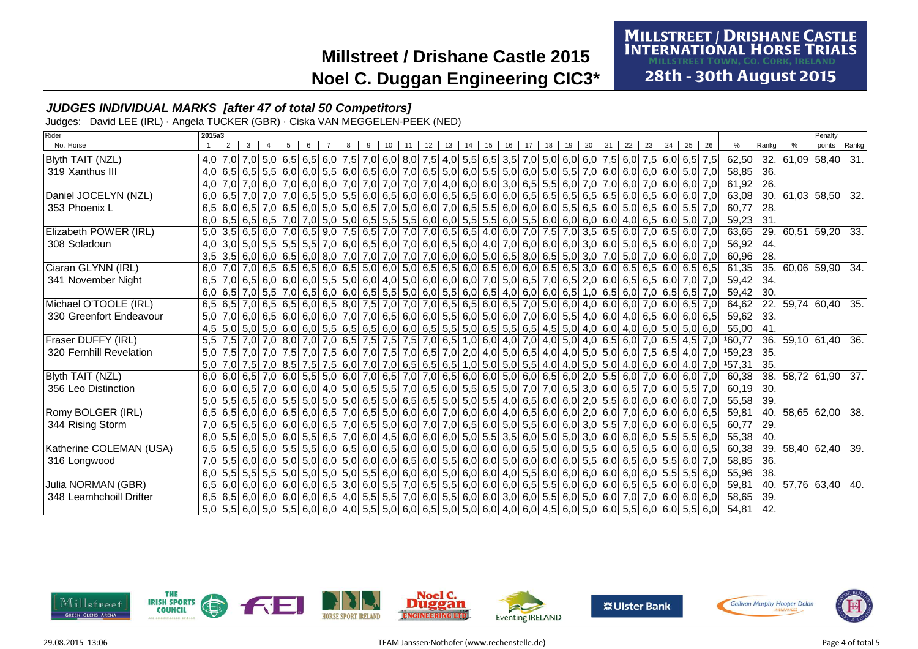# Millstreet / Drishane Castle 2015

# Noel C. Duggan Engineering CIC3*

MILLSTREET / DRISHANE CASTLE INTERNATIONAL HORSE TRIALS
MILLSTREET TOWN, CO. CORK, IRELAND
28th - 30th August 2015

### *JUDGES INDIVIDUAL MARKS [after 47 of total 50 Competitors]*

Judges: David LEE (IRL) · Angela TUCKER (GBR) · Ciska VAN MEGGELEN-PEEK (NED)

| Rider / No. Horse | 1 | 2 | 3 | 4 | 5 | 6 | 7 | 8 | 9 | 10 | 11 | 12 | 13 | 14 | 15 | 16 | 17 | 18 | 19 | 20 | 21 | 22 | 23 | 24 | 25 | 26 | % | Rankg | % | Penalty points | Rankg |
|---|---|---|---|---|---|---|---|---|---|---|---|---|---|---|---|---|---|---|---|---|---|---|---|---|---|---|---|---|---|---|---|
| Blyth TAIT (NZL) | 4,0 | 7,0 | 7,0 | 5,0 | 6,5 | 6,5 | 6,0 | 7,5 | 7,0 | 6,0 | 8,0 | 7,5 | 4,0 | 5,5 | 6,5 | 3,5 | 7,0 | 5,0 | 6,0 | 6,0 | 7,5 | 6,0 | 7,5 | 6,0 | 6,5 | 7,5 | 62,50 | 32. | 61,09 | 58,40 | 31. |
| 319 Xanthus III | 4,0 | 6,5 | 6,5 | 5,5 | 6,0 | 6,0 | 5,5 | 6,0 | 6,5 | 6,0 | 7,0 | 6,5 | 5,0 | 6,0 | 5,5 | 5,0 | 6,0 | 5,0 | 5,5 | 7,0 | 6,0 | 6,0 | 6,0 | 6,0 | 5,0 | 7,0 | 58,85 | 36. | | | |
| | 4,0 | 7,0 | 7,0 | 6,0 | 7,0 | 6,0 | 6,0 | 7,0 | 7,0 | 7,0 | 7,0 | 7,0 | 4,0 | 6,0 | 6,0 | 3,0 | 6,5 | 5,5 | 6,0 | 7,0 | 7,0 | 6,0 | 7,0 | 6,0 | 6,0 | 7,0 | 61,92 | 26. | | | |
| Daniel JOCELYN (NZL) | 6,0 | 6,5 | 7,0 | 7,0 | 7,0 | 6,5 | 5,0 | 5,5 | 6,0 | 6,5 | 6,0 | 6,0 | 6,5 | 6,5 | 6,0 | 6,0 | 6,5 | 6,5 | 6,5 | 6,5 | 6,5 | 6,0 | 6,5 | 6,0 | 6,0 | 7,0 | 63,08 | 30. | 61,03 | 58,50 | 32. |
| 353 Phoenix L | 6,5 | 6,0 | 6,5 | 7,0 | 6,5 | 6,0 | 5,0 | 5,0 | 6,5 | 7,0 | 5,0 | 6,0 | 7,0 | 6,5 | 5,5 | 6,0 | 6,0 | 6,0 | 5,5 | 6,5 | 6,0 | 5,0 | 6,5 | 6,0 | 5,5 | 7,0 | 60,77 | 28. | | | |
| | 6,0 | 6,5 | 6,5 | 6,5 | 7,0 | 7,0 | 5,0 | 5,0 | 6,5 | 5,5 | 5,5 | 6,0 | 6,0 | 5,5 | 5,5 | 6,0 | 5,5 | 6,0 | 6,0 | 6,0 | 6,0 | 4,0 | 6,5 | 6,0 | 5,0 | 7,0 | 59,23 | 31. | | | |
| Elizabeth POWER (IRL) | 5,0 | 3,5 | 6,5 | 6,0 | 7,0 | 6,5 | 9,0 | 7,5 | 6,5 | 7,0 | 7,0 | 7,0 | 6,5 | 6,5 | 4,0 | 6,0 | 7,0 | 7,5 | 7,0 | 3,5 | 6,5 | 6,0 | 7,0 | 6,5 | 6,0 | 7,0 | 63,65 | 29. | 60,51 | 59,20 | 33. |
| 308 Soladoun | 4,0 | 3,0 | 5,0 | 5,5 | 5,5 | 5,5 | 7,0 | 6,0 | 6,5 | 6,0 | 7,0 | 6,0 | 6,5 | 6,0 | 4,0 | 7,0 | 6,0 | 6,0 | 6,0 | 3,0 | 6,0 | 5,0 | 6,5 | 6,0 | 6,0 | 7,0 | 56,92 | 44. | | | |
| | 3,5 | 3,5 | 6,0 | 6,0 | 6,5 | 6,0 | 8,0 | 7,0 | 7,0 | 7,0 | 7,0 | 7,0 | 6,0 | 6,0 | 5,0 | 6,5 | 8,0 | 6,5 | 5,0 | 3,0 | 7,0 | 5,0 | 7,0 | 6,0 | 6,0 | 7,0 | 60,96 | 28. | | | |
| Ciaran GLYNN (IRL) | 6,0 | 7,0 | 7,0 | 6,5 | 6,5 | 6,5 | 6,0 | 6,5 | 5,0 | 6,0 | 5,0 | 6,5 | 6,5 | 6,0 | 6,5 | 6,0 | 6,0 | 6,5 | 6,5 | 3,0 | 6,0 | 6,5 | 6,5 | 6,0 | 6,5 | 6,5 | 61,35 | 35. | 60,06 | 59,90 | 34. |
| 341 November Night | 6,5 | 7,0 | 6,5 | 6,0 | 6,0 | 6,0 | 5,5 | 5,0 | 6,0 | 4,0 | 5,0 | 6,0 | 6,0 | 6,0 | 7,0 | 5,0 | 6,5 | 7,0 | 6,5 | 2,0 | 6,0 | 6,5 | 6,5 | 6,0 | 7,0 | 7,0 | 59,42 | 34. | | | |
| | 6,0 | 6,5 | 7,0 | 5,5 | 7,0 | 6,5 | 6,0 | 6,0 | 6,5 | 5,5 | 5,0 | 6,0 | 5,5 | 6,0 | 6,5 | 4,0 | 6,0 | 6,0 | 6,5 | 1,0 | 6,5 | 6,0 | 7,0 | 6,5 | 6,5 | 7,0 | 59,42 | 30. | | | |
| Michael O'TOOLE (IRL) | 6,5 | 6,5 | 7,0 | 6,5 | 6,5 | 6,0 | 6,5 | 8,0 | 7,5 | 7,0 | 7,0 | 7,0 | 6,5 | 6,5 | 6,0 | 6,5 | 7,0 | 5,0 | 6,0 | 4,0 | 6,0 | 6,0 | 7,0 | 6,0 | 6,5 | 7,0 | 64,62 | 22. | 59,74 | 60,40 | 35. |
| 330 Greenfort Endeavour | 5,0 | 7,0 | 6,0 | 6,5 | 6,0 | 6,0 | 6,0 | 7,0 | 7,0 | 6,5 | 6,0 | 6,0 | 5,5 | 6,0 | 5,0 | 6,0 | 7,0 | 6,0 | 5,5 | 4,0 | 6,0 | 4,0 | 6,5 | 6,0 | 6,0 | 6,5 | 59,62 | 33. | | | |
| | 4,5 | 5,0 | 5,0 | 5,0 | 6,0 | 6,0 | 5,5 | 6,5 | 6,5 | 6,0 | 6,0 | 6,5 | 5,5 | 5,0 | 6,5 | 5,5 | 6,5 | 4,5 | 5,0 | 4,0 | 6,0 | 4,0 | 6,0 | 5,0 | 5,0 | 6,0 | 55,00 | 41. | | | |
| Fraser DUFFY (IRL) | 5,5 | 7,5 | 7,0 | 7,0 | 8,0 | 7,0 | 7,0 | 6,5 | 7,5 | 7,5 | 7,5 | 7,0 | 6,5 | 1,0 | 6,0 | 4,0 | 7,0 | 4,0 | 5,0 | 4,0 | 6,5 | 6,0 | 7,0 | 6,5 | 4,5 | 7,0 | [1]60,77 | 36. | 59,10 | 61,40 | 36. |
| 320 Fernhill Revelation | 5,0 | 7,5 | 7,0 | 7,0 | 7,5 | 7,0 | 7,5 | 6,0 | 7,0 | 7,5 | 7,0 | 6,5 | 7,0 | 2,0 | 4,0 | 5,0 | 6,5 | 4,0 | 4,0 | 5,0 | 5,0 | 6,0 | 7,5 | 6,5 | 4,0 | 7,0 | [1]59,23 | 35. | | | |
| | 5,0 | 7,0 | 7,5 | 7,0 | 8,5 | 7,5 | 7,5 | 6,0 | 7,0 | 7,0 | 6,5 | 6,5 | 6,5 | 1,0 | 5,0 | 5,0 | 5,5 | 4,0 | 4,0 | 5,0 | 5,0 | 4,0 | 6,0 | 6,0 | 4,0 | 7,0 | [1]57,31 | 35. | | | |
| Blyth TAIT (NZL) | 6,0 | 6,0 | 6,5 | 7,0 | 6,0 | 5,5 | 5,0 | 6,0 | 7,0 | 6,5 | 7,0 | 7,0 | 6,5 | 6,0 | 6,0 | 5,0 | 6,0 | 6,5 | 6,0 | 2,0 | 5,5 | 6,0 | 7,0 | 6,0 | 6,0 | 7,0 | 60,38 | 38. | 58,72 | 61,90 | 37. |
| 356 Leo Distinction | 6,0 | 6,0 | 6,5 | 7,0 | 6,0 | 6,0 | 4,0 | 5,0 | 6,5 | 5,5 | 7,0 | 6,5 | 6,0 | 5,5 | 6,5 | 5,0 | 7,0 | 7,0 | 6,5 | 3,0 | 6,0 | 6,5 | 7,0 | 6,0 | 5,5 | 7,0 | 60,19 | 30. | | | |
| | 5,0 | 5,5 | 6,5 | 6,0 | 5,5 | 5,0 | 5,0 | 5,0 | 6,5 | 5,0 | 6,5 | 6,5 | 5,0 | 5,0 | 5,5 | 4,0 | 6,5 | 6,0 | 6,0 | 2,0 | 5,5 | 6,0 | 6,0 | 6,0 | 6,0 | 7,0 | 55,58 | 39. | | | |
| Romy BOLGER (IRL) | 6,5 | 6,5 | 6,0 | 6,0 | 6,5 | 6,0 | 6,5 | 7,0 | 6,5 | 5,0 | 6,0 | 6,0 | 7,0 | 6,0 | 6,0 | 4,0 | 6,5 | 6,0 | 6,0 | 2,0 | 6,0 | 7,0 | 6,0 | 6,0 | 6,0 | 6,5 | 59,81 | 40. | 58,65 | 62,00 | 38. |
| 344 Rising Storm | 7,0 | 6,5 | 6,5 | 6,0 | 6,0 | 6,0 | 6,5 | 7,0 | 6,5 | 5,0 | 6,0 | 7,0 | 7,0 | 6,5 | 6,0 | 5,0 | 5,5 | 6,0 | 6,0 | 3,0 | 5,5 | 7,0 | 6,0 | 6,0 | 6,0 | 6,5 | 60,77 | 29. | | | |
| | 6,0 | 5,5 | 6,0 | 5,0 | 6,0 | 5,5 | 6,5 | 7,0 | 6,0 | 4,5 | 6,0 | 6,0 | 6,0 | 5,0 | 5,5 | 3,5 | 6,0 | 5,0 | 5,0 | 3,0 | 6,0 | 6,0 | 6,0 | 5,5 | 5,5 | 6,0 | 55,38 | 40. | | | |
| Katherine COLEMAN (USA) | 6,5 | 6,5 | 6,5 | 6,0 | 5,5 | 5,5 | 6,0 | 6,5 | 6,0 | 6,5 | 6,0 | 6,0 | 5,0 | 6,0 | 6,0 | 6,0 | 6,5 | 5,0 | 6,0 | 5,5 | 6,0 | 6,5 | 6,5 | 6,0 | 6,0 | 6,5 | 60,38 | 39. | 58,40 | 62,40 | 39. |
| 316 Longwood | 7,0 | 5,5 | 6,0 | 6,0 | 5,0 | 5,0 | 6,0 | 5,0 | 6,0 | 6,0 | 6,5 | 6,0 | 5,5 | 6,0 | 6,0 | 5,0 | 6,0 | 6,0 | 6,0 | 5,5 | 6,0 | 6,5 | 6,0 | 5,5 | 6,0 | 7,0 | 58,85 | 36. | | | |
| | 6,0 | 5,5 | 5,5 | 5,5 | 5,0 | 5,0 | 5,0 | 5,0 | 5,5 | 6,0 | 6,0 | 6,0 | 5,0 | 6,0 | 6,0 | 4,0 | 5,5 | 6,0 | 6,0 | 6,0 | 6,0 | 6,0 | 6,0 | 5,5 | 5,5 | 6,0 | 55,96 | 38. | | | |
| Julia NORMAN (GBR) | 6,5 | 6,0 | 6,0 | 6,0 | 6,0 | 6,0 | 6,5 | 3,0 | 6,0 | 5,5 | 7,0 | 6,5 | 5,5 | 6,0 | 6,0 | 6,0 | 6,5 | 5,5 | 6,0 | 6,0 | 6,0 | 6,5 | 6,5 | 6,0 | 6,0 | 6,0 | 59,81 | 40. | 57,76 | 63,40 | 40. |
| 348 Leamhchoill Drifter | 6,5 | 6,5 | 6,0 | 6,0 | 6,0 | 6,0 | 6,5 | 4,0 | 5,5 | 5,5 | 7,0 | 6,0 | 5,5 | 6,0 | 6,0 | 3,0 | 6,0 | 5,5 | 6,0 | 5,0 | 6,0 | 7,0 | 7,0 | 6,0 | 6,0 | 6,0 | 58,65 | 39. | | | |
| | 5,0 | 5,5 | 6,0 | 5,0 | 5,5 | 6,0 | 6,0 | 4,0 | 5,5 | 5,0 | 6,0 | 6,5 | 5,0 | 5,0 | 6,0 | 4,0 | 6,0 | 4,5 | 6,0 | 5,0 | 6,0 | 5,5 | 6,0 | 6,0 | 5,5 | 6,0 | 54,81 | 42. | | | |

29.08.2015 13:06 TEAM Janssen·Nothofer (www.rechenstelle.de)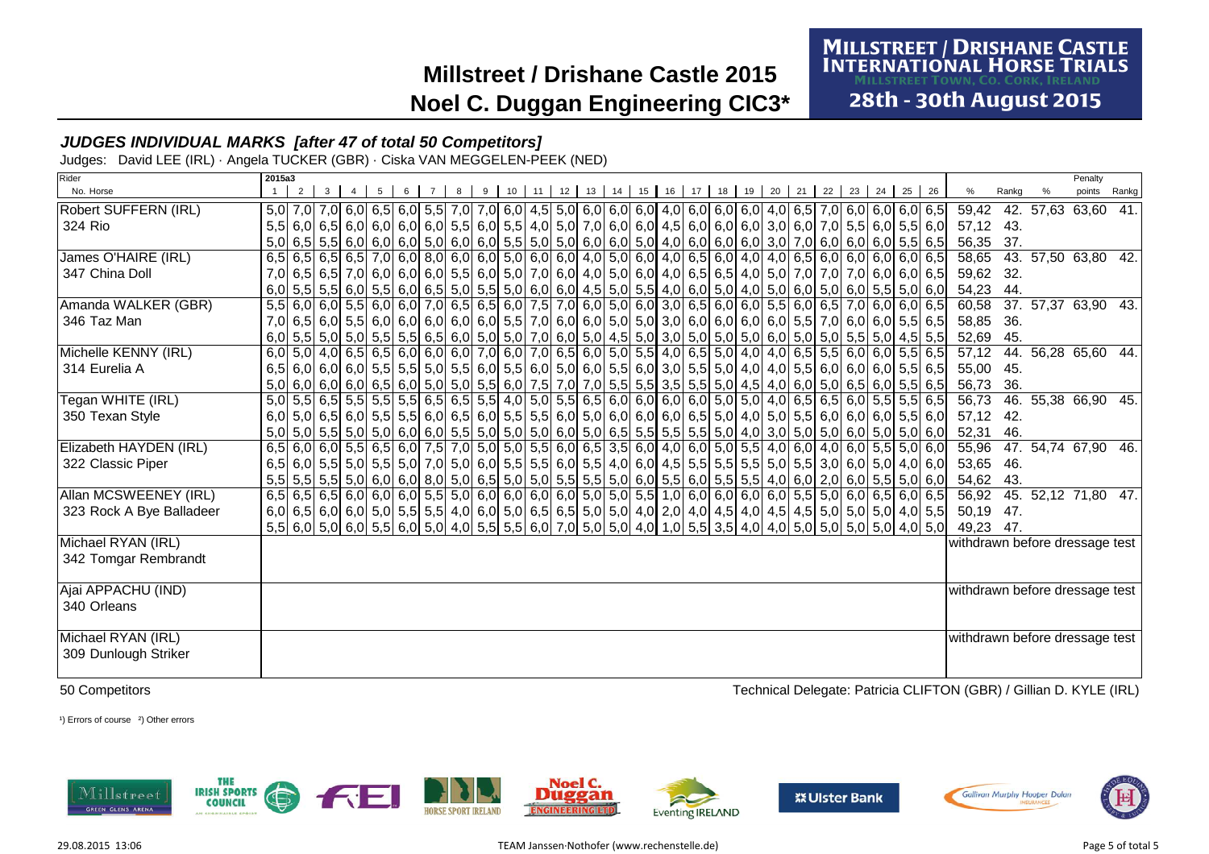# Millstreet / Drishane Castle 2015
## Noel C. Duggan Engineering CIC3*

MILLSTREET / DRISHANE CASTLE INTERNATIONAL HORSE TRIALS
MILLSTREET TOWN, CO. CORK, IRELAND
28th - 30th August 2015

### *JUDGES INDIVIDUAL MARKS [after 47 of total 50 Competitors]*

Judges: David LEE (IRL) · Angela TUCKER (GBR) · Ciska VAN MEGGELEN-PEEK (NED)

| Rider / No. Horse | 1 | 2 | 3 | 4 | 5 | 6 | 7 | 8 | 9 | 10 | 11 | 12 | 13 | 14 | 15 | 16 | 17 | 18 | 19 | 20 | 21 | 22 | 23 | 24 | 25 | 26 | % | Rankg | % | Penalty points | Rankg |
|---|---|---|---|---|---|---|---|---|---|---|---|---|---|---|---|---|---|---|---|---|---|---|---|---|---|---|---|---|---|---|---|
| Robert SUFFERN (IRL) | 5,0 | 7,0 | 7,0 | 6,0 | 6,5 | 6,0 | 5,5 | 7,0 | 7,0 | 6,0 | 4,5 | 5,0 | 6,0 | 6,0 | 6,0 | 4,0 | 6,0 | 6,0 | 6,0 | 4,0 | 6,5 | 7,0 | 6,0 | 6,0 | 6,0 | 6,5 | 59,42 | 42. | 57,63 | 63,60 | 41. |
| 324 Rio | 5,5 | 6,0 | 6,5 | 6,0 | 6,0 | 6,0 | 6,0 | 5,5 | 6,0 | 5,5 | 4,0 | 5,0 | 7,0 | 6,0 | 6,0 | 4,5 | 6,0 | 6,0 | 6,0 | 3,0 | 6,0 | 7,0 | 5,5 | 6,0 | 5,5 | 6,0 | 57,12 | 43. | | | |
| | 5,0 | 6,5 | 5,5 | 6,0 | 6,0 | 6,0 | 5,0 | 6,0 | 6,0 | 5,5 | 5,0 | 5,0 | 6,0 | 6,0 | 5,0 | 4,0 | 6,0 | 6,0 | 6,0 | 3,0 | 7,0 | 6,0 | 6,0 | 6,0 | 5,5 | 6,5 | 56,35 | 37. | | | |
| James O'HAIRE (IRL) | 6,5 | 6,5 | 6,5 | 6,5 | 7,0 | 6,0 | 8,0 | 6,0 | 6,0 | 5,0 | 6,0 | 6,0 | 4,0 | 5,0 | 6,0 | 4,0 | 6,5 | 6,0 | 4,0 | 4,0 | 6,5 | 6,0 | 6,0 | 6,0 | 6,0 | 6,5 | 58,65 | 43. | 57,50 | 63,80 | 42. |
| 347 China Doll | 7,0 | 6,5 | 6,5 | 7,0 | 6,0 | 6,0 | 6,0 | 5,5 | 6,0 | 5,0 | 7,0 | 6,0 | 4,0 | 5,0 | 6,0 | 4,0 | 6,5 | 6,5 | 4,0 | 5,0 | 7,0 | 7,0 | 7,0 | 6,0 | 6,0 | 6,5 | 59,62 | 32. | | | |
| | 6,0 | 5,5 | 5,5 | 6,0 | 5,5 | 6,0 | 6,5 | 5,0 | 5,5 | 5,0 | 6,0 | 6,0 | 4,5 | 5,0 | 5,5 | 4,0 | 6,0 | 5,0 | 4,0 | 5,0 | 6,0 | 5,0 | 6,0 | 5,5 | 5,0 | 6,0 | 54,23 | 44. | | | |
| Amanda WALKER (GBR) | 5,5 | 6,0 | 6,0 | 5,5 | 6,0 | 6,0 | 7,0 | 6,5 | 6,5 | 6,0 | 7,5 | 7,0 | 6,0 | 5,0 | 6,0 | 3,0 | 6,5 | 6,0 | 6,0 | 5,5 | 6,0 | 6,5 | 7,0 | 6,0 | 6,0 | 6,5 | 60,58 | 37. | 57,37 | 63,90 | 43. |
| 346 Taz Man | 7,0 | 6,5 | 6,0 | 5,5 | 6,0 | 6,0 | 6,0 | 6,0 | 6,0 | 5,5 | 7,0 | 6,0 | 6,0 | 5,0 | 5,0 | 3,0 | 6,0 | 6,0 | 6,0 | 6,0 | 5,5 | 7,0 | 6,0 | 6,0 | 5,5 | 6,5 | 58,85 | 36. | | | |
| | 6,0 | 5,5 | 5,0 | 5,0 | 5,5 | 5,5 | 6,5 | 6,0 | 5,0 | 5,0 | 7,0 | 6,0 | 5,0 | 4,5 | 5,0 | 3,0 | 5,0 | 5,0 | 5,0 | 6,0 | 5,0 | 5,0 | 5,5 | 5,0 | 4,5 | 5,5 | 52,69 | 45. | | | |
| Michelle KENNY (IRL) | 6,0 | 5,0 | 4,0 | 6,5 | 6,5 | 6,0 | 6,0 | 6,0 | 7,0 | 6,0 | 7,0 | 6,5 | 6,0 | 5,0 | 5,5 | 4,0 | 6,5 | 5,0 | 4,0 | 4,0 | 6,5 | 5,5 | 6,0 | 6,0 | 5,5 | 6,5 | 57,12 | 44. | 56,28 | 65,60 | 44. |
| 314 Eurelia A | 6,5 | 6,0 | 6,0 | 6,0 | 5,5 | 5,5 | 5,0 | 5,5 | 6,0 | 5,5 | 6,0 | 5,0 | 6,0 | 5,5 | 6,0 | 3,0 | 5,5 | 5,0 | 4,0 | 4,0 | 5,5 | 6,0 | 6,0 | 6,0 | 5,5 | 6,5 | 55,00 | 45. | | | |
| | 5,0 | 6,0 | 6,0 | 6,0 | 6,5 | 6,0 | 5,0 | 5,0 | 5,5 | 6,0 | 7,5 | 7,0 | 7,0 | 5,5 | 5,5 | 3,5 | 5,5 | 5,0 | 4,5 | 4,0 | 6,0 | 5,0 | 6,5 | 6,0 | 5,5 | 6,5 | 56,73 | 36. | | | |
| Tegan WHITE (IRL) | 5,0 | 5,5 | 6,5 | 5,5 | 5,5 | 5,5 | 6,5 | 6,5 | 5,5 | 4,0 | 5,0 | 5,5 | 6,5 | 6,0 | 6,0 | 6,0 | 6,0 | 5,0 | 5,0 | 4,0 | 6,5 | 6,5 | 6,0 | 5,5 | 5,5 | 6,5 | 56,73 | 46. | 55,38 | 66,90 | 45. |
| 350 Texan Style | 6,0 | 5,0 | 6,5 | 6,0 | 5,5 | 5,5 | 6,0 | 6,5 | 6,0 | 5,5 | 5,5 | 6,0 | 5,0 | 6,0 | 6,0 | 6,0 | 6,5 | 5,0 | 4,0 | 5,0 | 5,5 | 6,0 | 6,0 | 6,0 | 5,5 | 6,0 | 57,12 | 42. | | | |
| | 5,0 | 5,0 | 5,5 | 5,0 | 5,0 | 6,0 | 6,0 | 5,5 | 5,0 | 5,0 | 5,0 | 6,0 | 5,0 | 6,5 | 5,5 | 5,5 | 5,5 | 5,0 | 4,0 | 3,0 | 5,0 | 5,0 | 6,0 | 5,0 | 5,0 | 6,0 | 52,31 | 46. | | | |
| Elizabeth HAYDEN (IRL) | 6,5 | 6,0 | 6,0 | 5,5 | 6,5 | 6,0 | 7,5 | 7,0 | 5,0 | 5,0 | 5,5 | 6,0 | 6,5 | 3,5 | 6,0 | 4,0 | 6,0 | 5,0 | 5,5 | 4,0 | 6,0 | 4,0 | 6,0 | 5,5 | 5,0 | 6,0 | 55,96 | 47. | 54,74 | 67,90 | 46. |
| 322 Classic Piper | 6,5 | 6,0 | 5,5 | 5,0 | 5,5 | 5,0 | 7,0 | 5,0 | 6,0 | 5,5 | 5,5 | 6,0 | 5,5 | 4,0 | 6,0 | 4,5 | 5,5 | 5,5 | 5,5 | 5,0 | 5,5 | 3,0 | 6,0 | 5,0 | 4,0 | 6,0 | 53,65 | 46. | | | |
| | 5,5 | 5,5 | 5,5 | 5,0 | 6,0 | 6,0 | 8,0 | 5,0 | 6,5 | 5,0 | 5,0 | 5,5 | 5,5 | 5,0 | 6,0 | 5,5 | 6,0 | 5,5 | 5,5 | 4,0 | 6,0 | 2,0 | 6,0 | 5,5 | 5,0 | 6,0 | 54,62 | 43. | | | |
| Allan MCSWEENEY (IRL) | 6,5 | 6,5 | 6,5 | 6,0 | 6,0 | 6,0 | 5,5 | 5,0 | 6,0 | 6,0 | 6,0 | 6,0 | 5,0 | 5,0 | 5,5 | 1,0 | 6,0 | 6,0 | 6,0 | 6,0 | 5,5 | 5,0 | 6,0 | 6,5 | 6,0 | 6,5 | 56,92 | 45. | 52,12 | 71,80 | 47. |
| 323 Rock A Bye Balladeer | 6,0 | 6,5 | 6,0 | 6,0 | 5,0 | 5,5 | 5,5 | 4,0 | 6,0 | 5,0 | 6,5 | 6,5 | 5,0 | 5,0 | 4,0 | 2,0 | 4,0 | 4,5 | 4,0 | 4,5 | 4,5 | 5,0 | 5,0 | 5,0 | 4,0 | 5,5 | 50,19 | 47. | | | |
| | 5,5 | 6,0 | 5,0 | 6,0 | 5,5 | 6,0 | 5,0 | 4,0 | 5,5 | 5,5 | 6,0 | 7,0 | 5,0 | 5,0 | 4,0 | 1,0 | 5,5 | 3,5 | 4,0 | 4,0 | 5,0 | 5,0 | 5,0 | 5,0 | 4,0 | 5,0 | 49,23 | 47. | | | |
| Michael RYAN (IRL) / 342 Tomgar Rembrandt | | | | | | | | | | | | | | | | | | | | | | | | | | | withdrawn before dressage test | | | | |
| Ajai APPACHU (IND) / 340 Orleans | | | | | | | | | | | | | | | | | | | | | | | | | | | withdrawn before dressage test | | | | |
| Michael RYAN (IRL) / 309 Dunlough Striker | | | | | | | | | | | | | | | | | | | | | | | | | | | withdrawn before dressage test | | | | |

50 Competitors

Technical Delegate: Patricia CLIFTON (GBR) / Gillian D. KYLE (IRL)

[1]) Errors of course [2]) Other errors

29.08.2015 13:06 TEAM Janssen·Nothofer (www.rechenstelle.de)